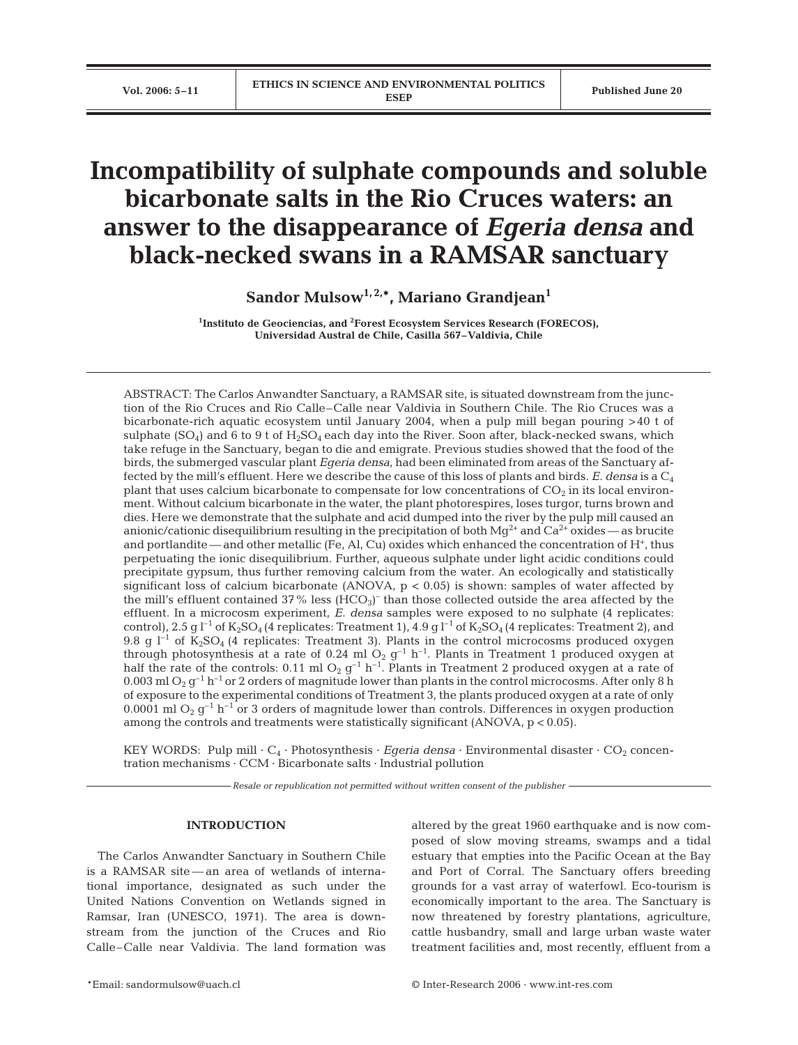# Incompatibility of sulphate compounds and soluble bicarbonate salts in the Rio Cruces waters: an answer to the disappearance of *Egeria densa* and black-necked swans in a RAMSAR sanctuary

**Sandor Mulsow[1,2,*], Mariano Grandjean[1]**

[1]Instituto de Geociencias, and [2]Forest Ecosystem Services Research (FORECOS), Universidad Austral de Chile, Casilla 567–Valdivia, Chile

ABSTRACT: The Carlos Anwandter Sanctuary, a RAMSAR site, is situated downstream from the junction of the Rio Cruces and Rio Calle–Calle near Valdivia in Southern Chile. The Rio Cruces was a bicarbonate-rich aquatic ecosystem until January 2004, when a pulp mill began pouring >40 t of sulphate ($SO_4$) and 6 to 9 t of $H_2SO_4$ each day into the River. Soon after, black-necked swans, which take refuge in the Sanctuary, began to die and emigrate. Previous studies showed that the food of the birds, the submerged vascular plant *Egeria densa*, had been eliminated from areas of the Sanctuary affected by the mill's effluent. Here we describe the cause of this loss of plants and birds. *E. densa* is a $C_4$ plant that uses calcium bicarbonate to compensate for low concentrations of $CO_2$ in its local environment. Without calcium bicarbonate in the water, the plant photorespires, loses turgor, turns brown and dies. Here we demonstrate that the sulphate and acid dumped into the river by the pulp mill caused an anionic/cationic disequilibrium resulting in the precipitation of both $Mg^{2+}$ and $Ca^{2+}$ oxides — as brucite and portlandite — and other metallic (Fe, Al, Cu) oxides which enhanced the concentration of $H^+$, thus perpetuating the ionic disequilibrium. Further, aqueous sulphate under light acidic conditions could precipitate gypsum, thus further removing calcium from the water. An ecologically and statistically significant loss of calcium bicarbonate (ANOVA, $p < 0.05$) is shown: samples of water affected by the mill's effluent contained 37% less $(HCO_3)^-$ than those collected outside the area affected by the effluent. In a microcosm experiment, *E. densa* samples were exposed to no sulphate (4 replicates: control), 2.5 g $l^{-1}$ of $K_2SO_4$ (4 replicates: Treatment 1), 4.9 g $l^{-1}$ of $K_2SO_4$ (4 replicates: Treatment 2), and 9.8 g $l^{-1}$ of $K_2SO_4$ (4 replicates: Treatment 3). Plants in the control microcosms produced oxygen through photosynthesis at a rate of 0.24 ml $O_2$ $g^{-1}$ $h^{-1}$. Plants in Treatment 1 produced oxygen at half the rate of the controls: 0.11 ml $O_2$ $g^{-1}$ $h^{-1}$. Plants in Treatment 2 produced oxygen at a rate of 0.003 ml $O_2$ $g^{-1}$ $h^{-1}$ or 2 orders of magnitude lower than plants in the control microcosms. After only 8 h of exposure to the experimental conditions of Treatment 3, the plants produced oxygen at a rate of only 0.0001 ml $O_2$ $g^{-1}$ $h^{-1}$ or 3 orders of magnitude lower than controls. Differences in oxygen production among the controls and treatments were statistically significant (ANOVA, $p < 0.05$).

KEY WORDS: Pulp mill · $C_4$ · Photosynthesis · *Egeria densa* · Environmental disaster · $CO_2$ concentration mechanisms · CCM · Bicarbonate salts · Industrial pollution

*Resale or republication not permitted without written consent of the publisher*

## INTRODUCTION

The Carlos Anwandter Sanctuary in Southern Chile is a RAMSAR site — an area of wetlands of international importance, designated as such under the United Nations Convention on Wetlands signed in Ramsar, Iran (UNESCO, 1971). The area is downstream from the junction of the Cruces and Rio Calle–Calle near Valdivia. The land formation was altered by the great 1960 earthquake and is now composed of slow moving streams, swamps and a tidal estuary that empties into the Pacific Ocean at the Bay and Port of Corral. The Sanctuary offers breeding grounds for a vast array of waterfowl. Eco-tourism is economically important to the area. The Sanctuary is now threatened by forestry plantations, agriculture, cattle husbandry, small and large urban waste water treatment facilities and, most recently, effluent from a

*Email: sandormulsow@uach.cl

© Inter-Research 2006 · www.int-res.com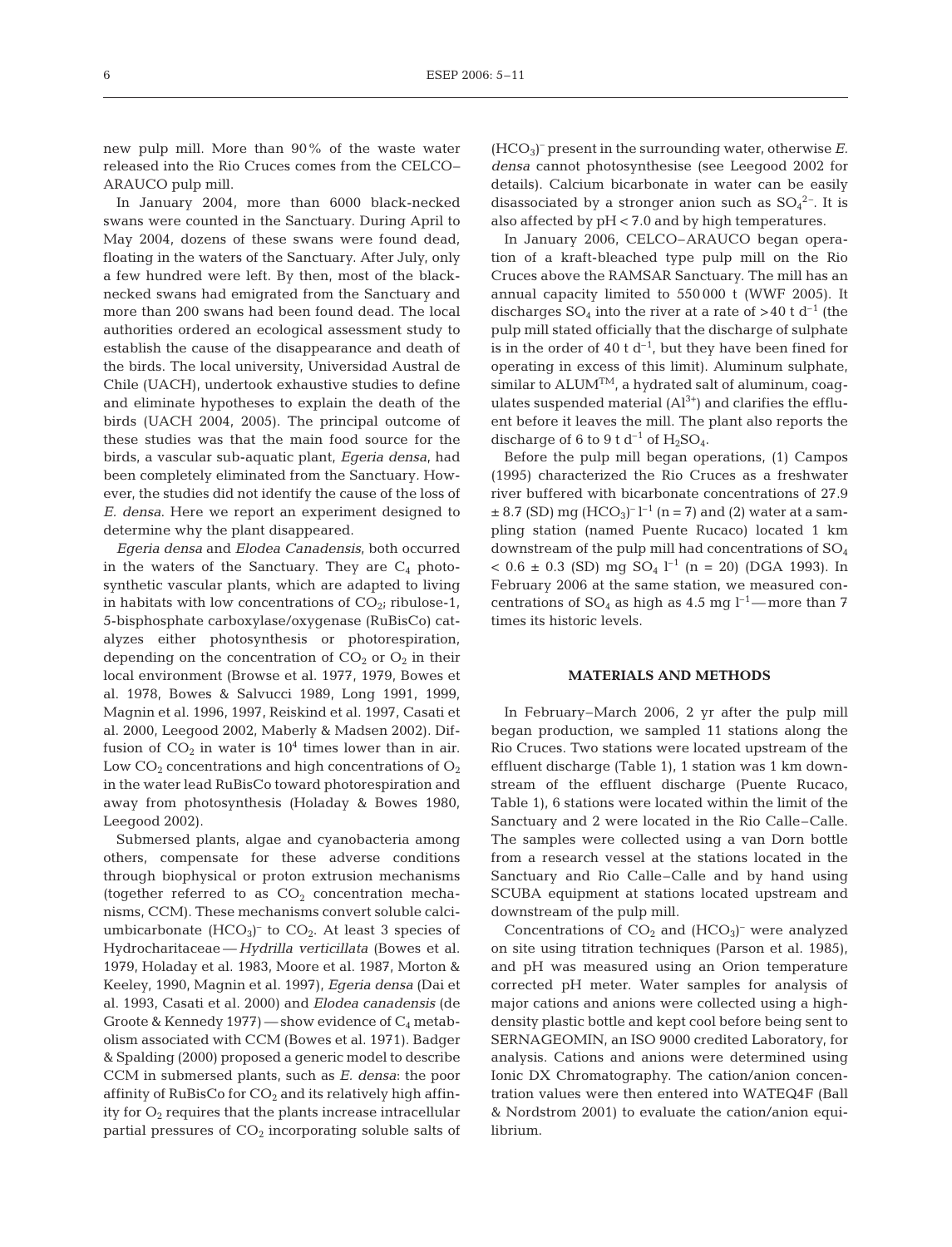new pulp mill. More than 90% of the waste water released into the Rio Cruces comes from the CELCO–ARAUCO pulp mill.

In January 2004, more than 6000 black-necked swans were counted in the Sanctuary. During April to May 2004, dozens of these swans were found dead, floating in the waters of the Sanctuary. After July, only a few hundred were left. By then, most of the black-necked swans had emigrated from the Sanctuary and more than 200 swans had been found dead. The local authorities ordered an ecological assessment study to establish the cause of the disappearance and death of the birds. The local university, Universidad Austral de Chile (UACH), undertook exhaustive studies to define and eliminate hypotheses to explain the death of the birds (UACH 2004, 2005). The principal outcome of these studies was that the main food source for the birds, a vascular sub-aquatic plant, *Egeria densa*, had been completely eliminated from the Sanctuary. However, the studies did not identify the cause of the loss of *E. densa*. Here we report an experiment designed to determine why the plant disappeared.

*Egeria densa* and *Elodea Canadensis*, both occurred in the waters of the Sanctuary. They are $C_4$ photosynthetic vascular plants, which are adapted to living in habitats with low concentrations of $CO_2$; ribulose-1, 5-bisphosphate carboxylase/oxygenase (RuBisCo) catalyzes either photosynthesis or photorespiration, depending on the concentration of $CO_2$ or $O_2$ in their local environment (Browse et al. 1977, 1979, Bowes et al. 1978, Bowes & Salvucci 1989, Long 1991, 1999, Magnin et al. 1996, 1997, Reiskind et al. 1997, Casati et al. 2000, Leegood 2002, Maberly & Madsen 2002). Diffusion of $CO_2$ in water is $10^4$ times lower than in air. Low $CO_2$ concentrations and high concentrations of $O_2$ in the water lead RuBisCo toward photorespiration and away from photosynthesis (Holaday & Bowes 1980, Leegood 2002).

Submersed plants, algae and cyanobacteria among others, compensate for these adverse conditions through biophysical or proton extrusion mechanisms (together referred to as $CO_2$ concentration mechanisms, CCM). These mechanisms convert soluble calciumbicarbonate $(HCO_3)^-$ to $CO_2$. At least 3 species of Hydrocharitaceae — *Hydrilla verticillata* (Bowes et al. 1979, Holaday et al. 1983, Moore et al. 1987, Morton & Keeley, 1990, Magnin et al. 1997), *Egeria densa* (Dai et al. 1993, Casati et al. 2000) and *Elodea canadensis* (de Groote & Kennedy 1977) — show evidence of $C_4$ metabolism associated with CCM (Bowes et al. 1971). Badger & Spalding (2000) proposed a generic model to describe CCM in submersed plants, such as *E. densa*: the poor affinity of RuBisCo for $CO_2$ and its relatively high affinity for $O_2$ requires that the plants increase intracellular partial pressures of $CO_2$ incorporating soluble salts of $(HCO_3)^-$ present in the surrounding water, otherwise *E. densa* cannot photosynthesise (see Leegood 2002 for details). Calcium bicarbonate in water can be easily disassociated by a stronger anion such as $SO_4^{2-}$. It is also affected by pH < 7.0 and by high temperatures.

In January 2006, CELCO–ARAUCO began operation of a kraft-bleached type pulp mill on the Rio Cruces above the RAMSAR Sanctuary. The mill has an annual capacity limited to 550 000 t (WWF 2005). It discharges $SO_4$ into the river at a rate of >40 t $d^{-1}$ (the pulp mill stated officially that the discharge of sulphate is in the order of 40 t $d^{-1}$, but they have been fined for operating in excess of this limit). Aluminum sulphate, similar to ALUM™, a hydrated salt of aluminum, coagulates suspended material ($Al^{3+}$) and clarifies the effluent before it leaves the mill. The plant also reports the discharge of 6 to 9 t $d^{-1}$ of $H_2SO_4$.

Before the pulp mill began operations, (1) Campos (1995) characterized the Rio Cruces as a freshwater river buffered with bicarbonate concentrations of 27.9 ± 8.7 (SD) mg $(HCO_3)^-$ $l^{-1}$ (n = 7) and (2) water at a sampling station (named Puente Rucaco) located 1 km downstream of the pulp mill had concentrations of $SO_4$ < 0.6 ± 0.3 (SD) mg $SO_4$ $l^{-1}$ (n = 20) (DGA 1993). In February 2006 at the same station, we measured concentrations of $SO_4$ as high as 4.5 mg $l^{-1}$ — more than 7 times its historic levels.

## MATERIALS AND METHODS

In February–March 2006, 2 yr after the pulp mill began production, we sampled 11 stations along the Rio Cruces. Two stations were located upstream of the effluent discharge (Table 1), 1 station was 1 km downstream of the effluent discharge (Puente Rucaco, Table 1), 6 stations were located within the limit of the Sanctuary and 2 were located in the Rio Calle–Calle. The samples were collected using a van Dorn bottle from a research vessel at the stations located in the Sanctuary and Rio Calle–Calle and by hand using SCUBA equipment at stations located upstream and downstream of the pulp mill.

Concentrations of $CO_2$ and $(HCO_3)^-$ were analyzed on site using titration techniques (Parson et al. 1985), and pH was measured using an Orion temperature corrected pH meter. Water samples for analysis of major cations and anions were collected using a high-density plastic bottle and kept cool before being sent to SERNAGEOMIN, an ISO 9000 credited Laboratory, for analysis. Cations and anions were determined using Ionic DX Chromatography. The cation/anion concentration values were then entered into WATEQ4F (Ball & Nordstrom 2001) to evaluate the cation/anion equilibrium.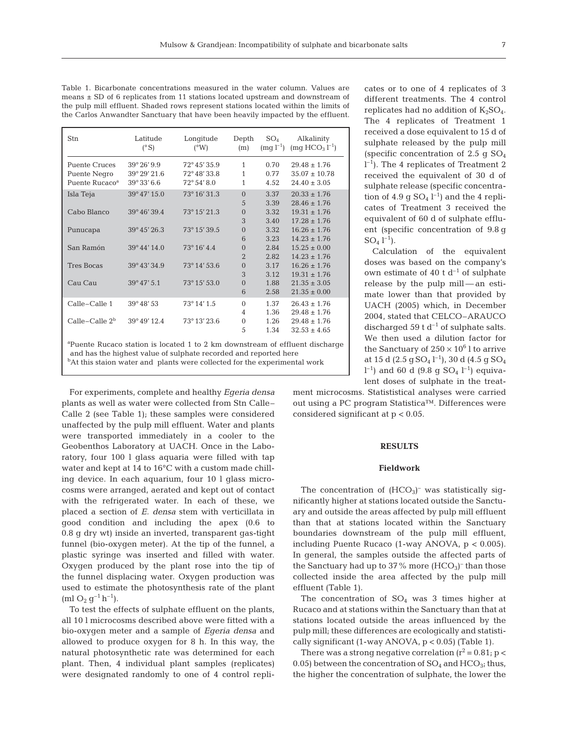Table 1. Bicarbonate concentrations measured in the water column. Values are means ± SD of 6 replicates from 11 stations located upstream and downstream of the pulp mill effluent. Shaded rows represent stations located within the limits of the Carlos Anwandter Sanctuary that have been heavily impacted by the effluent.

| Stn | Latitude (°S) | Longitude (°W) | Depth (m) | $SO_4$ (mg $l^{-1}$) | Alkalinity (mg $HCO_3$ $l^{-1}$) |
|---|---|---|---|---|---|
| Puente Cruces | 39° 26' 9.9 | 72° 45' 35.9 | 1 | 0.70 | 29.48 ± 1.76 |
| Puente Negro | 39° 29' 21.6 | 72° 48' 33.8 | 1 | 0.77 | 35.07 ± 10.78 |
| Puente Rucaco[a] | 39° 33' 6.6 | 72° 54' 8.0 | 1 | 4.52 | 24.40 ± 3.05 |
| Isla Teja | 39° 47' 15.0 | 73° 16' 31.3 | 0 | 3.37 | 20.33 ± 1.76 |
| | | | 5 | 3.39 | 28.46 ± 1.76 |
| Cabo Blanco | 39° 46' 39.4 | 73° 15' 21.3 | 0 | 3.32 | 19.31 ± 1.76 |
| | | | 3 | 3.40 | 17.28 ± 1.76 |
| Punucapa | 39° 45' 26.3 | 73° 15' 39.5 | 0 | 3.32 | 16.26 ± 1.76 |
| | | | 6 | 3.23 | 14.23 ± 1.76 |
| San Ramón | 39° 44' 14.0 | 73° 16' 4.4 | 0 | 2.84 | 15.25 ± 0.00 |
| | | | 2 | 2.82 | 14.23 ± 1.76 |
| Tres Bocas | 39° 43' 34.9 | 73° 14' 53.6 | 0 | 3.17 | 16.26 ± 1.76 |
| | | | 3 | 3.12 | 19.31 ± 1.76 |
| Cau Cau | 39° 47' 5.1 | 73° 15' 53.0 | 0 | 1.88 | 21.35 ± 3.05 |
| | | | 6 | 2.58 | 21.35 ± 0.00 |
| Calle–Calle 1 | 39° 48' 53 | 73° 14' 1.5 | 0 | 1.37 | 26.43 ± 1.76 |
| | | | 4 | 1.36 | 29.48 ± 1.76 |
| Calle–Calle 2[b] | 39° 49' 12.4 | 73° 13' 23.6 | 0 | 1.26 | 29.48 ± 1.76 |
| | | | 5 | 1.34 | 32.53 ± 4.65 |

[a]Puente Rucaco station is located 1 to 2 km downstream of effluent discharge and has the highest value of sulphate recorded and reported here
[b]At this staion water and plants were collected for the experimental work

For experiments, complete and healthy *Egeria densa* plants as well as water were collected from Stn Calle–Calle 2 (see Table 1); these samples were considered unaffected by the pulp mill effluent. Water and plants were transported immediately in a cooler to the Geobenthos Laboratory at UACH. Once in the Laboratory, four 100 l glass aquaria were filled with tap water and kept at 14 to 16°C with a custom made chilling device. In each aquarium, four 10 l glass microcosms were arranged, aerated and kept out of contact with the refrigerated water. In each of these, we placed a section of *E. densa* stem with verticillata in good condition and including the apex (0.6 to 0.8 g dry wt) inside an inverted, transparent gas-tight funnel (bio-oxygen meter). At the tip of the funnel, a plastic syringe was inserted and filled with water. Oxygen produced by the plant rose into the tip of the funnel displacing water. Oxygen production was used to estimate the photosynthesis rate of the plant (ml $O_2$ $g^{-1}$ $h^{-1}$).

To test the effects of sulphate effluent on the plants, all 10 l microcosms described above were fitted with a bio-oxygen meter and a sample of *Egeria densa* and allowed to produce oxygen for 8 h. In this way, the natural photosynthetic rate was determined for each plant. Then, 4 individual plant samples (replicates) were designated randomly to one of 4 control replicates or to one of 4 replicates of 3 different treatments. The 4 control replicates had no addition of $K_2SO_4$. The 4 replicates of Treatment 1 received a dose equivalent to 15 d of sulphate released by the pulp mill (specific concentration of 2.5 g $SO_4$ $l^{-1}$). The 4 replicates of Treatment 2 received the equivalent of 30 d of sulphate release (specific concentration of 4.9 g $SO_4$ $l^{-1}$) and the 4 replicates of Treatment 3 received the equivalent of 60 d of sulphate effluent (specific concentration of 9.8 g $SO_4$ $l^{-1}$).

Calculation of the equivalent doses was based on the company's own estimate of 40 t $d^{-1}$ of sulphate release by the pulp mill — an estimate lower than that provided by UACH (2005) which, in December 2004, stated that CELCO–ARAUCO discharged 59 t $d^{-1}$ of sulphate salts. We then used a dilution factor for the Sanctuary of $250 \times 10^6$ l to arrive at 15 d (2.5 g $SO_4$ $l^{-1}$), 30 d (4.5 g $SO_4$ $l^{-1}$) and 60 d (9.8 g $SO_4$ $l^{-1}$) equivalent doses of sulphate in the treatment microcosms. Statististical analyses were carried out using a PC program Statistica™. Differences were considered significant at $p < 0.05$.

## RESULTS

### Fieldwork

The concentration of $(HCO_3)^-$ was statistically significantly higher at stations located outside the Sanctuary and outside the areas affected by pulp mill effluent than that at stations located within the Sanctuary boundaries downstream of the pulp mill effluent, including Puente Rucaco (1-way ANOVA, $p < 0.005$). In general, the samples outside the affected parts of the Sanctuary had up to 37% more $(HCO_3)^-$ than those collected inside the area affected by the pulp mill effluent (Table 1).

The concentration of $SO_4$ was 3 times higher at Rucaco and at stations within the Sanctuary than that at stations located outside the areas influenced by the pulp mill; these differences are ecologically and statistically significant (1-way ANOVA, $p < 0.05$) (Table 1).

There was a strong negative correlation ($r^2 = 0.81$; $p < 0.05$) between the concentration of $SO_4$ and $HCO_3$; thus, the higher the concentration of sulphate, the lower the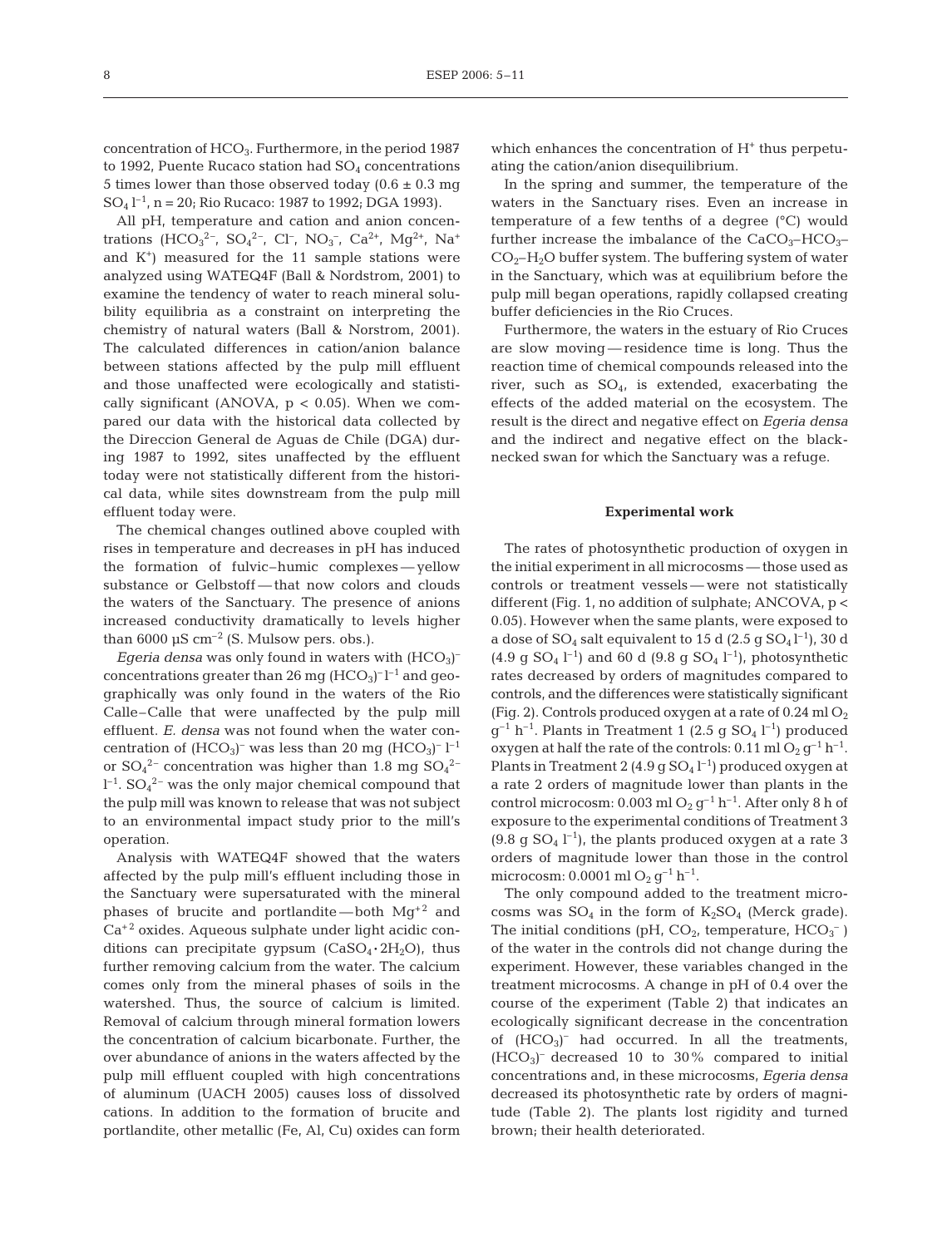concentration of $HCO_3$. Furthermore, in the period 1987 to 1992, Puente Rucaco station had $SO_4$ concentrations 5 times lower than those observed today ($0.6 \pm 0.3$ mg $SO_4$ $l^{-1}$, n = 20; Rio Rucaco: 1987 to 1992; DGA 1993).

All pH, temperature and cation and anion concentrations ($HCO_3^{2-}$, $SO_4^{2-}$, $Cl^-$, $NO_3^-$, $Ca^{2+}$, $Mg^{2+}$, $Na^+$ and $K^+$) measured for the 11 sample stations were analyzed using WATEQ4F (Ball & Nordstrom, 2001) to examine the tendency of water to reach mineral solubility equilibria as a constraint on interpreting the chemistry of natural waters (Ball & Norstrom, 2001). The calculated differences in cation/anion balance between stations affected by the pulp mill effluent and those unaffected were ecologically and statistically significant (ANOVA, $p < 0.05$). When we compared our data with the historical data collected by the Direccion General de Aguas de Chile (DGA) during 1987 to 1992, sites unaffected by the effluent today were not statistically different from the historical data, while sites downstream from the pulp mill effluent today were.

The chemical changes outlined above coupled with rises in temperature and decreases in pH has induced the formation of fulvic–humic complexes — yellow substance or Gelbstoff — that now colors and clouds the waters of the Sanctuary. The presence of anions increased conductivity dramatically to levels higher than 6000 µS $cm^{-2}$ (S. Mulsow pers. obs.).

*Egeria densa* was only found in waters with $(HCO_3)^-$ concentrations greater than 26 mg $(HCO_3)^-$ $l^{-1}$ and geographically was only found in the waters of the Rio Calle–Calle that were unaffected by the pulp mill effluent. *E. densa* was not found when the water concentration of $(HCO_3)^-$ was less than 20 mg $(HCO_3)^-$ $l^{-1}$ or $SO_4^{2-}$ concentration was higher than 1.8 mg $SO_4^{2-}$ $l^{-1}$. $SO_4^{2-}$ was the only major chemical compound that the pulp mill was known to release that was not subject to an environmental impact study prior to the mill's operation.

Analysis with WATEQ4F showed that the waters affected by the pulp mill's effluent including those in the Sanctuary were supersaturated with the mineral phases of brucite and portlandite — both $Mg^{+2}$ and $Ca^{+2}$ oxides. Aqueous sulphate under light acidic conditions can precipitate gypsum ($CaSO_4 \cdot 2H_2O$), thus further removing calcium from the water. The calcium comes only from the mineral phases of soils in the watershed. Thus, the source of calcium is limited. Removal of calcium through mineral formation lowers the concentration of calcium bicarbonate. Further, the over abundance of anions in the waters affected by the pulp mill effluent coupled with high concentrations of aluminum (UACH 2005) causes loss of dissolved cations. In addition to the formation of brucite and portlandite, other metallic (Fe, Al, Cu) oxides can form which enhances the concentration of $H^+$ thus perpetuating the cation/anion disequilibrium.

In the spring and summer, the temperature of the waters in the Sanctuary rises. Even an increase in temperature of a few tenths of a degree (°C) would further increase the imbalance of the $CaCO_3$–$HCO_3$–$CO_2$–$H_2O$ buffer system. The buffering system of water in the Sanctuary, which was at equilibrium before the pulp mill began operations, rapidly collapsed creating buffer deficiencies in the Rio Cruces.

Furthermore, the waters in the estuary of Rio Cruces are slow moving — residence time is long. Thus the reaction time of chemical compounds released into the river, such as $SO_4$, is extended, exacerbating the effects of the added material on the ecosystem. The result is the direct and negative effect on *Egeria densa* and the indirect and negative effect on the black-necked swan for which the Sanctuary was a refuge.

## Experimental work

The rates of photosynthetic production of oxygen in the initial experiment in all microcosms — those used as controls or treatment vessels — were not statistically different (Fig. 1, no addition of sulphate; ANCOVA, $p < 0.05$). However when the same plants, were exposed to a dose of $SO_4$ salt equivalent to 15 d (2.5 g $SO_4$ $l^{-1}$), 30 d (4.9 g $SO_4$ $l^{-1}$) and 60 d (9.8 g $SO_4$ $l^{-1}$), photosynthetic rates decreased by orders of magnitudes compared to controls, and the differences were statistically significant (Fig. 2). Controls produced oxygen at a rate of 0.24 ml $O_2$ $g^{-1}$ $h^{-1}$. Plants in Treatment 1 (2.5 g $SO_4$ $l^{-1}$) produced oxygen at half the rate of the controls: 0.11 ml $O_2$ $g^{-1}$ $h^{-1}$. Plants in Treatment 2 (4.9 g $SO_4$ $l^{-1}$) produced oxygen at a rate 2 orders of magnitude lower than plants in the control microcosm: 0.003 ml $O_2$ $g^{-1}$ $h^{-1}$. After only 8 h of exposure to the environmental conditions of Treatment 3 (9.8 g $SO_4$ $l^{-1}$), the plants produced oxygen at a rate 3 orders of magnitude lower than those in the control microcosm: 0.0001 ml $O_2$ $g^{-1}$ $h^{-1}$.

The only compound added to the treatment microcosms was $SO_4$ in the form of $K_2SO_4$ (Merck grade). The initial conditions (pH, $CO_2$, temperature, $HCO_3^-$) of the water in the controls did not change during the experiment. However, these variables changed in the treatment microcosms. A change in pH of 0.4 over the course of the experiment (Table 2) that indicates an ecologically significant decrease in the concentration of $(HCO_3)^-$ had occurred. In all the treatments, $(HCO_3)^-$ decreased 10 to 30% compared to initial concentrations and, in these microcosms, *Egeria densa* decreased its photosynthetic rate by orders of magnitude (Table 2). The plants lost rigidity and turned brown; their health deteriorated.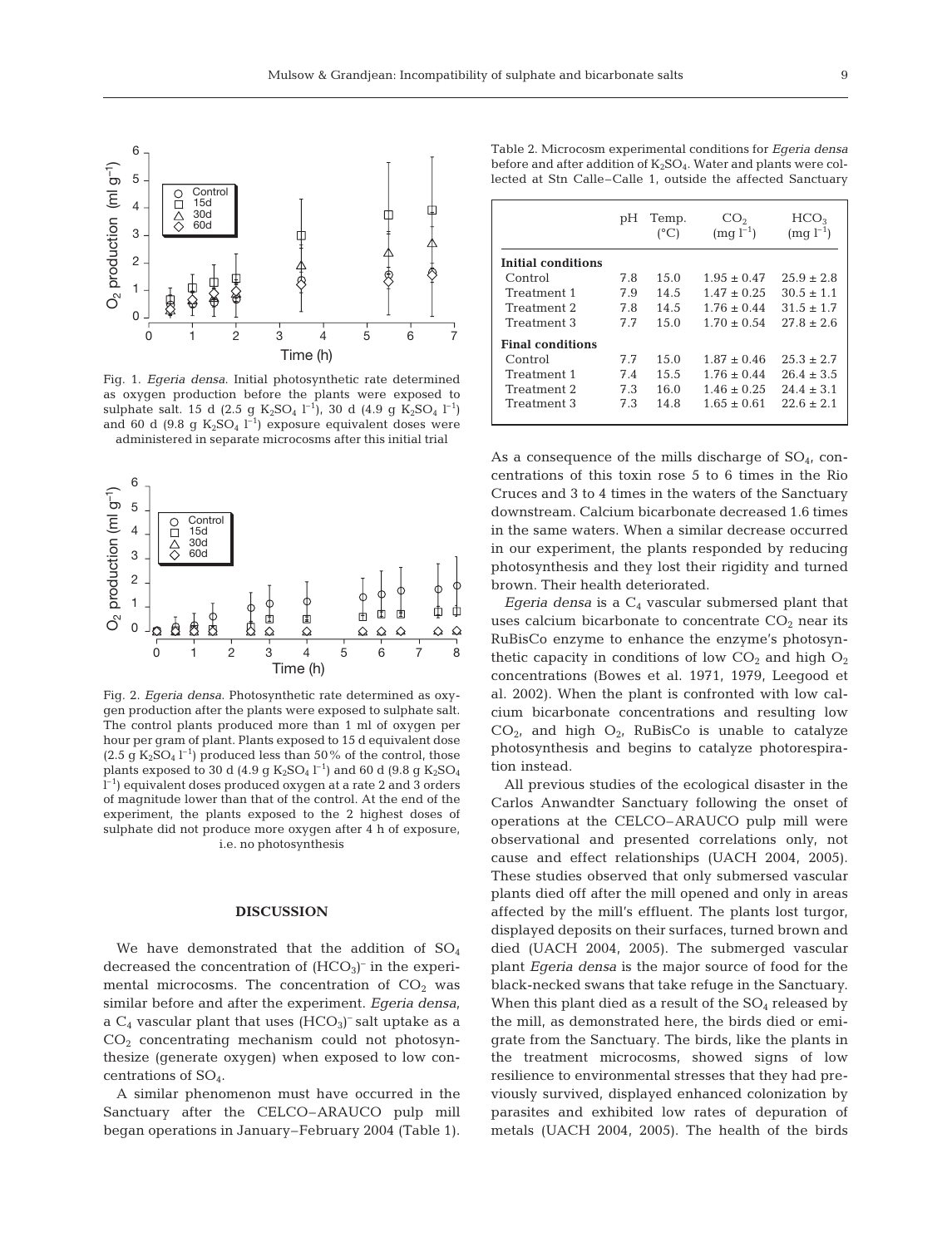Fig. 1. *Egeria densa*. Initial photosynthetic rate determined as oxygen production before the plants were exposed to sulphate salt. 15 d (2.5 g $K_2SO_4$ $l^{-1}$), 30 d (4.9 g $K_2SO_4$ $l^{-1}$) and 60 d (9.8 g $K_2SO_4$ $l^{-1}$) exposure equivalent doses were administered in separate microcosms after this initial trial

Fig. 2. *Egeria densa*. Photosynthetic rate determined as oxygen production after the plants were exposed to sulphate salt. The control plants produced more than 1 ml of oxygen per hour per gram of plant. Plants exposed to 15 d equivalent dose (2.5 g $K_2SO_4$ $l^{-1}$) produced less than 50% of the control, those plants exposed to 30 d (4.9 g $K_2SO_4$ $l^{-1}$) and 60 d (9.8 g $K_2SO_4$ $l^{-1}$) equivalent doses produced oxygen at a rate 2 and 3 orders of magnitude lower than that of the control. At the end of the experiment, the plants exposed to the 2 highest doses of sulphate did not produce more oxygen after 4 h of exposure, i.e. no photosynthesis

Table 2. Microcosm experimental conditions for *Egeria densa* before and after addition of $K_2SO_4$. Water and plants were collected at Stn Calle–Calle 1, outside the affected Sanctuary

| | pH | Temp. (°C) | $CO_2$ (mg $l^{-1}$) | $HCO_3$ (mg $l^{-1}$) |
|---|---|---|---|---|
| **Initial conditions** | | | | |
| Control | 7.8 | 15.0 | 1.95 ± 0.47 | 25.9 ± 2.8 |
| Treatment 1 | 7.9 | 14.5 | 1.47 ± 0.25 | 30.5 ± 1.1 |
| Treatment 2 | 7.8 | 14.5 | 1.76 ± 0.44 | 31.5 ± 1.7 |
| Treatment 3 | 7.7 | 15.0 | 1.70 ± 0.54 | 27.8 ± 2.6 |
| **Final conditions** | | | | |
| Control | 7.7 | 15.0 | 1.87 ± 0.46 | 25.3 ± 2.7 |
| Treatment 1 | 7.4 | 15.5 | 1.76 ± 0.44 | 26.4 ± 3.5 |
| Treatment 2 | 7.3 | 16.0 | 1.46 ± 0.25 | 24.4 ± 3.1 |
| Treatment 3 | 7.3 | 14.8 | 1.65 ± 0.61 | 22.6 ± 2.1 |

## DISCUSSION

We have demonstrated that the addition of $SO_4$ decreased the concentration of $(HCO_3)^-$ in the experimental microcosms. The concentration of $CO_2$ was similar before and after the experiment. *Egeria densa*, a $C_4$ vascular plant that uses $(HCO_3)^-$ salt uptake as a $CO_2$ concentrating mechanism could not photosynthesize (generate oxygen) when exposed to low concentrations of $SO_4$.

A similar phenomenon must have occurred in the Sanctuary after the CELCO–ARAUCO pulp mill began operations in January–February 2004 (Table 1). As a consequence of the mills discharge of $SO_4$, concentrations of this toxin rose 5 to 6 times in the Rio Cruces and 3 to 4 times in the waters of the Sanctuary downstream. Calcium bicarbonate decreased 1.6 times in the same waters. When a similar decrease occurred in our experiment, the plants responded by reducing photosynthesis and they lost their rigidity and turned brown. Their health deteriorated.

*Egeria densa* is a $C_4$ vascular submersed plant that uses calcium bicarbonate to concentrate $CO_2$ near its RuBisCo enzyme to enhance the enzyme's photosynthetic capacity in conditions of low $CO_2$ and high $O_2$ concentrations (Bowes et al. 1971, 1979, Leegood et al. 2002). When the plant is confronted with low calcium bicarbonate concentrations and resulting low $CO_2$, and high $O_2$, RuBisCo is unable to catalyze photosynthesis and begins to catalyze photorespiration instead.

All previous studies of the ecological disaster in the Carlos Anwandter Sanctuary following the onset of operations at the CELCO–ARAUCO pulp mill were observational and presented correlations only, not cause and effect relationships (UACH 2004, 2005). These studies observed that only submersed vascular plants died off after the mill opened and only in areas affected by the mill's effluent. The plants lost turgor, displayed deposits on their surfaces, turned brown and died (UACH 2004, 2005). The submerged vascular plant *Egeria densa* is the major source of food for the black-necked swans that take refuge in the Sanctuary. When this plant died as a result of the $SO_4$ released by the mill, as demonstrated here, the birds died or emigrate from the Sanctuary. The birds, like the plants in the treatment microcosms, showed signs of low resilience to environmental stresses that they had previously survived, displayed enhanced colonization by parasites and exhibited low rates of depuration of metals (UACH 2004, 2005). The health of the birds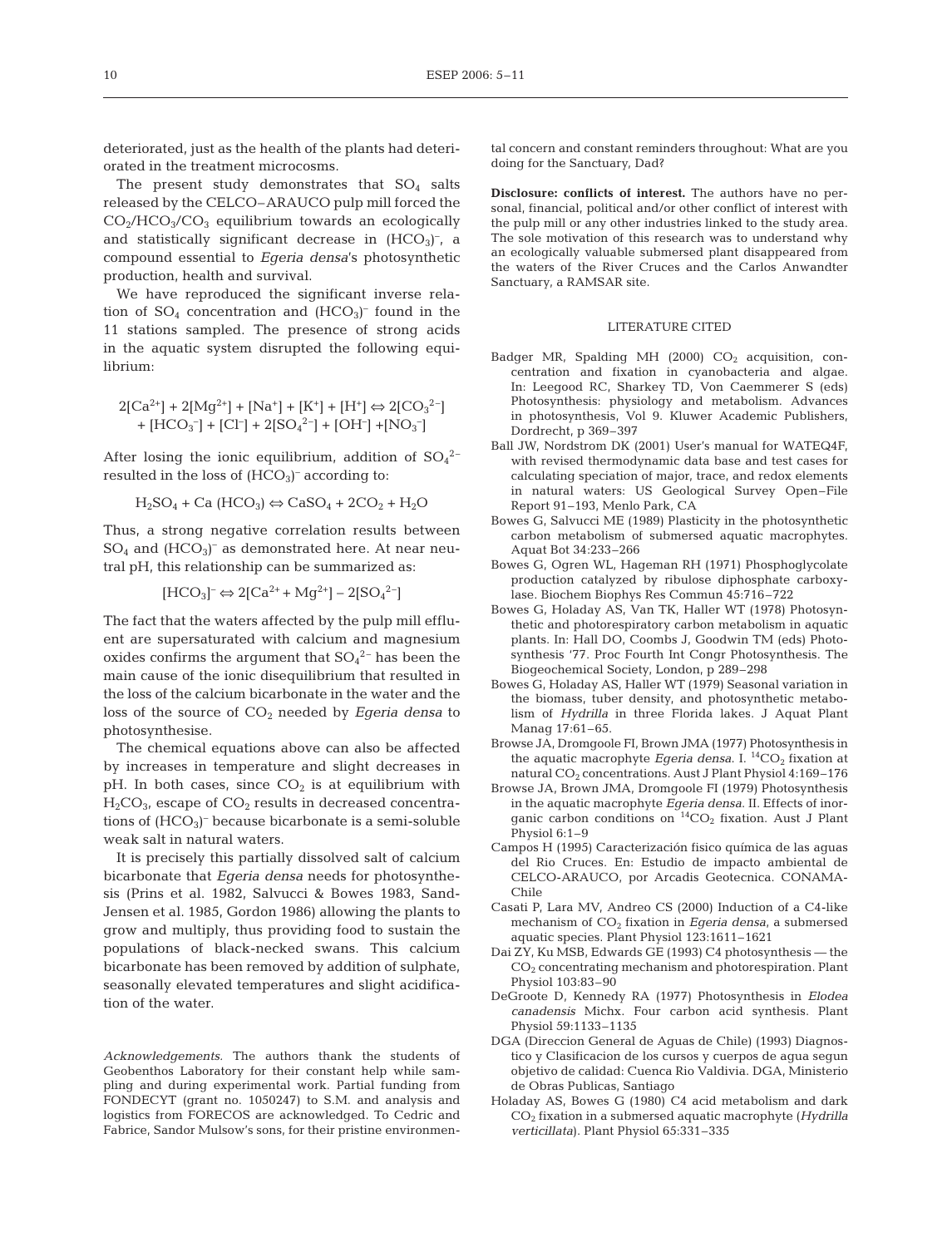deteriorated, just as the health of the plants had deteriorated in the treatment microcosms.

The present study demonstrates that $SO_4$ salts released by the CELCO–ARAUCO pulp mill forced the $CO_2/HCO_3/CO_3$ equilibrium towards an ecologically and statistically significant decrease in $(HCO_3)^-$, a compound essential to *Egeria densa*'s photosynthetic production, health and survival.

We have reproduced the significant inverse relation of $SO_4$ concentration and $(HCO_3)^-$ found in the 11 stations sampled. The presence of strong acids in the aquatic system disrupted the following equilibrium:

$$2[Ca^{2+}] + 2[Mg^{2+}] + [Na^+] + [K^+] + [H^+] \Leftrightarrow 2[CO_3^{2-}] + [HCO_3^-] + [Cl^-] + 2[SO_4^{2-}] + [OH^-] + [NO_3^-]$$

After losing the ionic equilibrium, addition of $SO_4^{2-}$ resulted in the loss of $(HCO_3)^-$ according to:

$$H_2SO_4 + Ca\,(HCO_3) \Leftrightarrow CaSO_4 + 2CO_2 + H_2O$$

Thus, a strong negative correlation results between $SO_4$ and $(HCO_3)^-$ as demonstrated here. At near neutral pH, this relationship can be summarized as:

$$[HCO_3]^- \Leftrightarrow 2[Ca^{2+} + Mg^{2+}] - 2[SO_4^{2-}]$$

The fact that the waters affected by the pulp mill effluent are supersaturated with calcium and magnesium oxides confirms the argument that $SO_4^{2-}$ has been the main cause of the ionic disequilibrium that resulted in the loss of the calcium bicarbonate in the water and the loss of the source of $CO_2$ needed by *Egeria densa* to photosynthesise.

The chemical equations above can also be affected by increases in temperature and slight decreases in pH. In both cases, since $CO_2$ is at equilibrium with $H_2CO_3$, escape of $CO_2$ results in decreased concentrations of $(HCO_3)^-$ because bicarbonate is a semi-soluble weak salt in natural waters.

It is precisely this partially dissolved salt of calcium bicarbonate that *Egeria densa* needs for photosynthesis (Prins et al. 1982, Salvucci & Bowes 1983, Sand-Jensen et al. 1985, Gordon 1986) allowing the plants to grow and multiply, thus providing food to sustain the populations of black-necked swans. This calcium bicarbonate has been removed by addition of sulphate, seasonally elevated temperatures and slight acidification of the water.

*Acknowledgements.* The authors thank the students of Geobenthos Laboratory for their constant help while sampling and during experimental work. Partial funding from FONDECYT (grant no. 1050247) to S.M. and analysis and logistics from FORECOS are acknowledged. To Cedric and Fabrice, Sandor Mulsow's sons, for their pristine environmental concern and constant reminders throughout: What are you doing for the Sanctuary, Dad?

**Disclosure: conflicts of interest.** The authors have no personal, financial, political and/or other conflict of interest with the pulp mill or any other industries linked to the study area. The sole motivation of this research was to understand why an ecologically valuable submersed plant disappeared from the waters of the River Cruces and the Carlos Anwandter Sanctuary, a RAMSAR site.

## LITERATURE CITED

- Badger MR, Spalding MH (2000) $CO_2$ acquisition, concentration and fixation in cyanobacteria and algae. In: Leegood RC, Sharkey TD, Von Caemmerer S (eds) Photosynthesis: physiology and metabolism. Advances in photosynthesis, Vol 9. Kluwer Academic Publishers, Dordrecht, p 369–397
- Ball JW, Nordstrom DK (2001) User's manual for WATEQ4F, with revised thermodynamic data base and test cases for calculating speciation of major, trace, and redox elements in natural waters: US Geological Survey Open–File Report 91–193, Menlo Park, CA
- Bowes G, Salvucci ME (1989) Plasticity in the photosynthetic carbon metabolism of submersed aquatic macrophytes. Aquat Bot 34:233–266
- Bowes G, Ogren WL, Hageman RH (1971) Phosphoglycolate production catalyzed by ribulose diphosphate carboxylase. Biochem Biophys Res Commun 45:716–722
- Bowes G, Holaday AS, Van TK, Haller WT (1978) Photosynthetic and photorespiratory carbon metabolism in aquatic plants. In: Hall DO, Coombs J, Goodwin TM (eds) Photosynthesis '77. Proc Fourth Int Congr Photosynthesis. The Biogeochemical Society, London, p 289–298
- Bowes G, Holaday AS, Haller WT (1979) Seasonal variation in the biomass, tuber density, and photosynthetic metabolism of *Hydrilla* in three Florida lakes. J Aquat Plant Manag 17:61–65.
- Browse JA, Dromgoole FI, Brown JMA (1977) Photosynthesis in the aquatic macrophyte *Egeria densa*. I. $^{14}CO_2$ fixation at natural $CO_2$ concentrations. Aust J Plant Physiol 4:169–176
- Browse JA, Brown JMA, Dromgoole FI (1979) Photosynthesis in the aquatic macrophyte *Egeria densa*. II. Effects of inorganic carbon conditions on $^{14}CO_2$ fixation. Aust J Plant Physiol 6:1–9
- Campos H (1995) Caracterización fisico química de las aguas del Rio Cruces. En: Estudio de impacto ambiental de CELCO-ARAUCO, por Arcadis Geotecnica. CONAMA-Chile
- Casati P, Lara MV, Andreo CS (2000) Induction of a C4-like mechanism of $CO_2$ fixation in *Egeria densa*, a submersed aquatic species. Plant Physiol 123:1611–1621
- Dai ZY, Ku MSB, Edwards GE (1993) C4 photosynthesis — the $CO_2$ concentrating mechanism and photorespiration. Plant Physiol 103:83–90
- DeGroote D, Kennedy RA (1977) Photosynthesis in *Elodea canadensis* Michx. Four carbon acid synthesis. Plant Physiol 59:1133–1135
- DGA (Direccion General de Aguas de Chile) (1993) Diagnostico y Clasificacion de los cursos y cuerpos de agua segun objetivo de calidad: Cuenca Rio Valdivia. DGA, Ministerio de Obras Publicas, Santiago
- Holaday AS, Bowes G (1980) C4 acid metabolism and dark $CO_2$ fixation in a submersed aquatic macrophyte (*Hydrilla verticillata*). Plant Physiol 65:331–335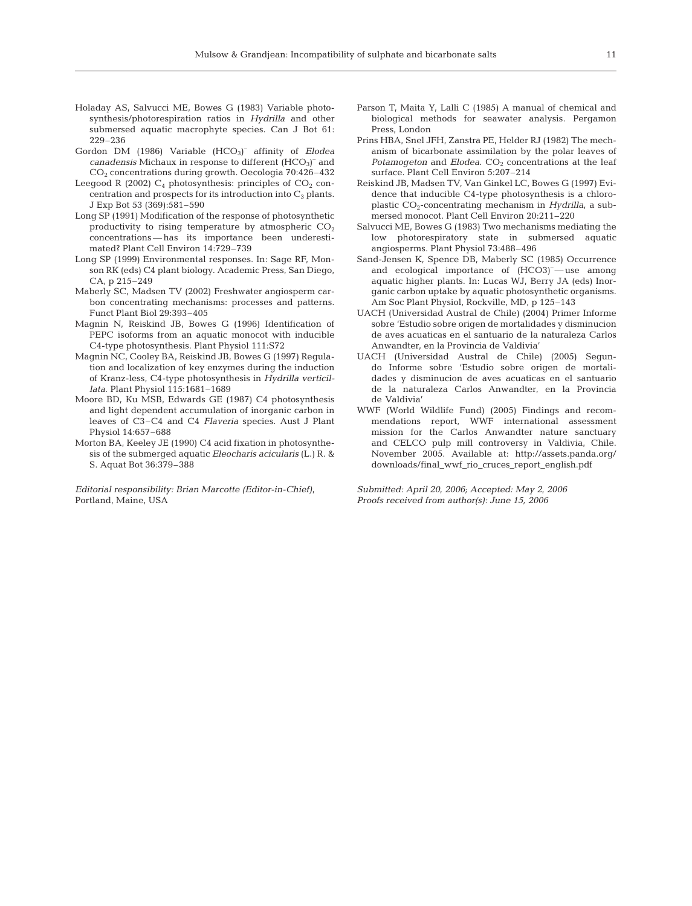Holaday AS, Salvucci ME, Bowes G (1983) Variable photosynthesis/photorespiration ratios in *Hydrilla* and other submersed aquatic macrophyte species. Can J Bot 61: 229–236

Gordon DM (1986) Variable $(HCO_3)^-$ affinity of *Elodea canadensis* Michaux in response to different $(HCO_3)^-$ and $CO_2$ concentrations during growth. Oecologia 70:426–432

Leegood R (2002) $C_4$ photosynthesis: principles of $CO_2$ concentration and prospects for its introduction into $C_3$ plants. J Exp Bot 53 (369):581–590

Long SP (1991) Modification of the response of photosynthetic productivity to rising temperature by atmospheric $CO_2$ concentrations — has its importance been underestimated? Plant Cell Environ 14:729–739

Long SP (1999) Environmental responses. In: Sage RF, Monson RK (eds) C4 plant biology. Academic Press, San Diego, CA, p 215–249

Maberly SC, Madsen TV (2002) Freshwater angiosperm carbon concentrating mechanisms: processes and patterns. Funct Plant Biol 29:393–405

Magnin N, Reiskind JB, Bowes G (1996) Identification of PEPC isoforms from an aquatic monocot with inducible C4-type photosynthesis. Plant Physiol 111:S72

Magnin NC, Cooley BA, Reiskind JB, Bowes G (1997) Regulation and localization of key enzymes during the induction of Kranz-less, C4-type photosynthesis in *Hydrilla verticillata*. Plant Physiol 115:1681–1689

Moore BD, Ku MSB, Edwards GE (1987) C4 photosynthesis and light dependent accumulation of inorganic carbon in leaves of C3–C4 and C4 *Flaveria* species. Aust J Plant Physiol 14:657–688

Morton BA, Keeley JE (1990) C4 acid fixation in photosynthesis of the submerged aquatic *Eleocharis acicularis* (L.) R. & S. Aquat Bot 36:379–388

Parson T, Maita Y, Lalli C (1985) A manual of chemical and biological methods for seawater analysis. Pergamon Press, London

Prins HBA, Snel JFH, Zanstra PE, Helder RJ (1982) The mechanism of bicarbonate assimilation by the polar leaves of *Potamogeton* and *Elodea*. $CO_2$ concentrations at the leaf surface. Plant Cell Environ 5:207–214

Reiskind JB, Madsen TV, Van Ginkel LC, Bowes G (1997) Evidence that inducible C4-type photosynthesis is a chloroplastic $CO_2$-concentrating mechanism in *Hydrilla*, a submersed monocot. Plant Cell Environ 20:211–220

Salvucci ME, Bowes G (1983) Two mechanisms mediating the low photorespiratory state in submersed aquatic angiosperms. Plant Physiol 73:488–496

Sand-Jensen K, Spence DB, Maberly SC (1985) Occurrence and ecological importance of $(HCO3)^-$ — use among aquatic higher plants. In: Lucas WJ, Berry JA (eds) Inorganic carbon uptake by aquatic photosynthetic organisms. Am Soc Plant Physiol, Rockville, MD, p 125–143

UACH (Universidad Austral de Chile) (2004) Primer Informe sobre 'Estudio sobre origen de mortalidades y disminucion de aves acuaticas en el santuario de la naturaleza Carlos Anwandter, en la Provincia de Valdivia'

UACH (Universidad Austral de Chile) (2005) Segundo Informe sobre 'Estudio sobre origen de mortalidades y disminucion de aves acuaticas en el santuario de la naturaleza Carlos Anwandter, en la Provincia de Valdivia'

WWF (World Wildlife Fund) (2005) Findings and recommendations report, WWF international assessment mission for the Carlos Anwandter nature sanctuary and CELCO pulp mill controversy in Valdivia, Chile. November 2005. Available at: http://assets.panda.org/downloads/final_wwf_rio_cruces_report_english.pdf

*Editorial responsibility: Brian Marcotte (Editor-in-Chief)*, Portland, Maine, USA

*Submitted: April 20, 2006; Accepted: May 2, 2006*
*Proofs received from author(s): June 15, 2006*